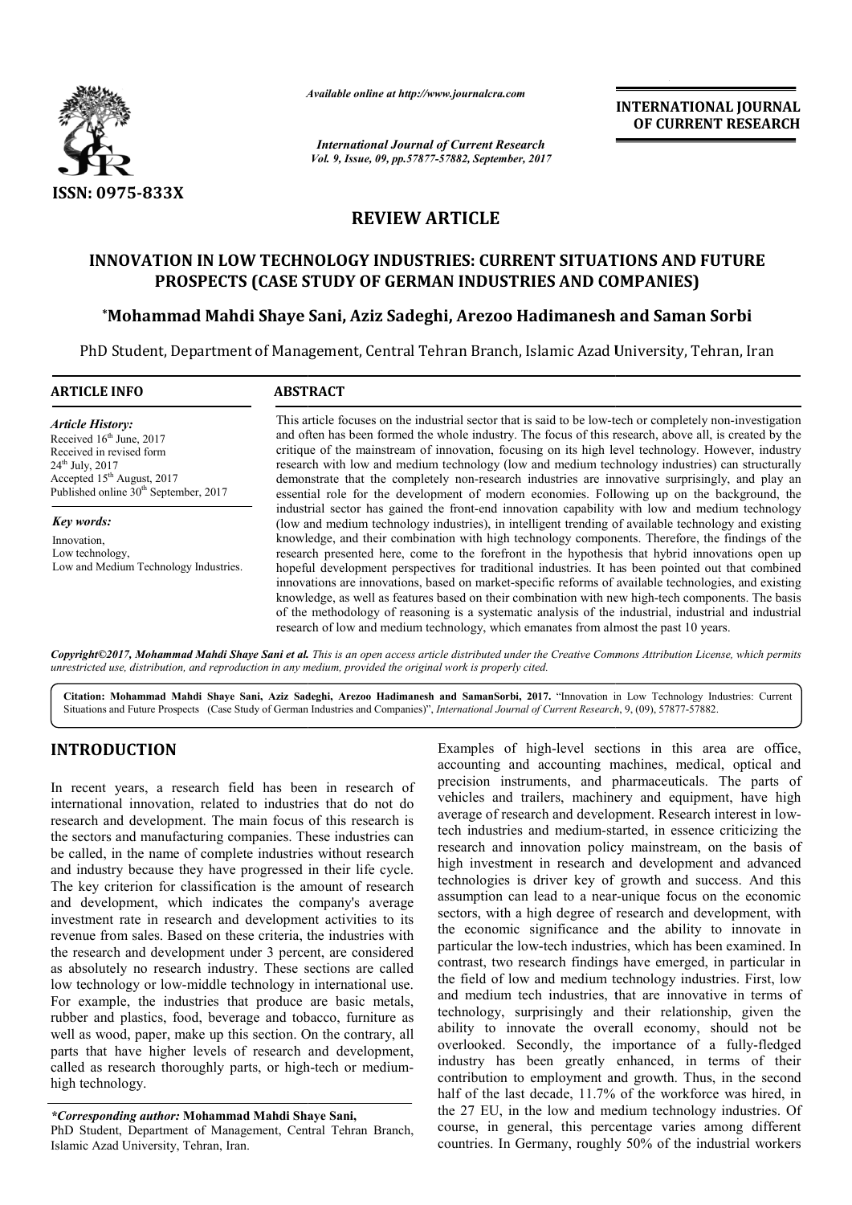ISSN: 0975-833X

*Available online at http://www.journalcra.com*

*International Journal of Current Research*
*Vol. 9, Issue, 09, pp.57877-57882, September, 2017*

**INTERNATIONAL JOURNAL OF CURRENT RESEARCH**

## REVIEW ARTICLE

# INNOVATION IN LOW TECHNOLOGY INDUSTRIES: CURRENT SITUATIONS AND FUTURE PROSPECTS (CASE STUDY OF GERMAN INDUSTRIES AND COMPANIES)

**\*Mohammad Mahdi Shaye Sani, Aziz Sadeghi, Arezoo Hadimanesh and Saman Sorbi**

PhD Student, Department of Management, Central Tehran Branch, Islamic Azad University, Tehran, Iran

**ARTICLE INFO**

*Article History:*
Received 16th June, 2017
Received in revised form 24th July, 2017
Accepted 15th August, 2017
Published online 30th September, 2017

*Key words:*
Innovation,
Low technology,
Low and Medium Technology Industries.

**ABSTRACT**

This article focuses on the industrial sector that is said to be low-tech or completely non-investigation and often has been formed the whole industry. The focus of this research, above all, is created by the critique of the mainstream of innovation, focusing on its high level technology. However, industry research with low and medium technology (low and medium technology industries) can structurally demonstrate that the completely non-research industries are innovative surprisingly, and play an essential role for the development of modern economies. Following up on the background, the industrial sector has gained the front-end innovation capability with low and medium technology (low and medium technology industries), in intelligent trending of available technology and existing knowledge, and their combination with high technology components. Therefore, the findings of the research presented here, come to the forefront in the hypothesis that hybrid innovations open up hopeful development perspectives for traditional industries. It has been pointed out that combined innovations are innovations, based on market-specific reforms of available technologies, and existing knowledge, as well as features based on their combination with new high-tech components. The basis of the methodology of reasoning is a systematic analysis of the industrial, industrial and industrial research of low and medium technology, which emanates from almost the past 10 years.

*Copyright©2017, Mohammad Mahdi Shaye Sani et al. This is an open access article distributed under the Creative Commons Attribution License, which permits unrestricted use, distribution, and reproduction in any medium, provided the original work is properly cited.*

**Citation: Mohammad Mahdi Shaye Sani, Aziz Sadeghi, Arezoo Hadimanesh and SamanSorbi, 2017.** "Innovation in Low Technology Industries: Current Situations and Future Prospects (Case Study of German Industries and Companies)", *International Journal of Current Research*, 9, (09), 57877-57882.

## INTRODUCTION

In recent years, a research field has been in research of international innovation, related to industries that do not do research and development. The main focus of this research is the sectors and manufacturing companies. These industries can be called, in the name of complete industries without research and industry because they have progressed in their life cycle. The key criterion for classification is the amount of research and development, which indicates the company's average investment rate in research and development activities to its revenue from sales. Based on these criteria, the industries with the research and development under 3 percent, are considered as absolutely no research industry. These sections are called low technology or low-middle technology in international use. For example, the industries that produce are basic metals, rubber and plastics, food, beverage and tobacco, furniture as well as wood, paper, make up this section. On the contrary, all parts that have higher levels of research and development, called as research thoroughly parts, or high-tech or medium-high technology.

Examples of high-level sections in this area are office, accounting and accounting machines, medical, optical and precision instruments, and pharmaceuticals. The parts of vehicles and trailers, machinery and equipment, have high average of research and development. Research interest in low-tech industries and medium-started, in essence criticizing the research and innovation policy mainstream, on the basis of high investment in research and development and advanced technologies is driver key of growth and success. And this assumption can lead to a near-unique focus on the economic sectors, with a high degree of research and development, with the economic significance and the ability to innovate in particular the low-tech industries, which has been examined. In contrast, two research findings have emerged, in particular in the field of low and medium technology industries. First, low and medium tech industries, that are innovative in terms of technology, surprisingly and their relationship, given the ability to innovate the overall economy, should not be overlooked. Secondly, the importance of a fully-fledged industry has been greatly enhanced, in terms of their contribution to employment and growth. Thus, in the second half of the last decade, 11.7% of the workforce was hired, in the 27 EU, in the low and medium technology industries. Of course, in general, this percentage varies among different countries. In Germany, roughly 50% of the industrial workers

*\*Corresponding author:* **Mohammad Mahdi Shaye Sani,**
PhD Student, Department of Management, Central Tehran Branch, Islamic Azad University, Tehran, Iran.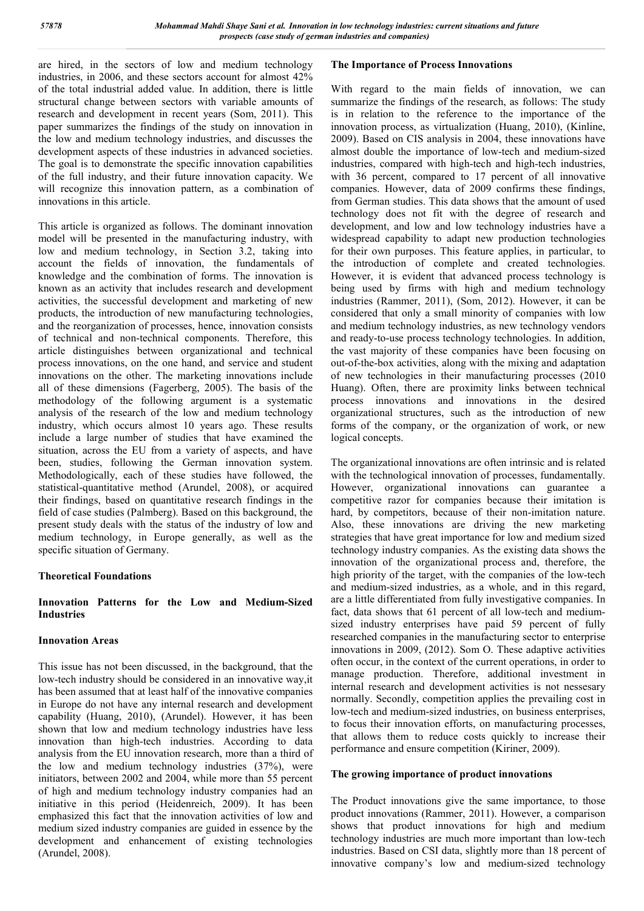are hired, in the sectors of low and medium technology industries, in 2006, and these sectors account for almost 42% of the total industrial added value. In addition, there is little structural change between sectors with variable amounts of research and development in recent years (Som, 2011). This paper summarizes the findings of the study on innovation in the low and medium technology industries, and discusses the development aspects of these industries in advanced societies. The goal is to demonstrate the specific innovation capabilities of the full industry, and their future innovation capacity. We will recognize this innovation pattern, as a combination of innovations in this article.

This article is organized as follows. The dominant innovation model will be presented in the manufacturing industry, with low and medium technology, in Section 3.2, taking into account the fields of innovation, the fundamentals of knowledge and the combination of forms. The innovation is known as an activity that includes research and development activities, the successful development and marketing of new products, the introduction of new manufacturing technologies, and the reorganization of processes, hence, innovation consists of technical and non-technical components. Therefore, this article distinguishes between organizational and technical process innovations, on the one hand, and service and student innovations on the other. The marketing innovations include all of these dimensions (Fagerberg, 2005). The basis of the methodology of the following argument is a systematic analysis of the research of the low and medium technology industry, which occurs almost 10 years ago. These results include a large number of studies that have examined the situation, across the EU from a variety of aspects, and have been, studies, following the German innovation system. Methodologically, each of these studies have followed, the statistical-quantitative method (Arundel, 2008), or acquired their findings, based on quantitative research findings in the field of case studies (Palmberg). Based on this background, the present study deals with the status of the industry of low and medium technology, in Europe generally, as well as the specific situation of Germany.

## Theoretical Foundations

### Innovation Patterns for the Low and Medium-Sized Industries

#### Innovation Areas

This issue has not been discussed, in the background, that the low-tech industry should be considered in an innovative way,it has been assumed that at least half of the innovative companies in Europe do not have any internal research and development capability (Huang, 2010), (Arundel). However, it has been shown that low and medium technology industries have less innovation than high-tech industries. According to data analysis from the EU innovation research, more than a third of the low and medium technology industries (37%), were initiators, between 2002 and 2004, while more than 55 percent of high and medium technology industry companies had an initiative in this period (Heidenreich, 2009). It has been emphasized this fact that the innovation activities of low and medium sized industry companies are guided in essence by the development and enhancement of existing technologies (Arundel, 2008).

#### The Importance of Process Innovations

With regard to the main fields of innovation, we can summarize the findings of the research, as follows: The study is in relation to the reference to the importance of the innovation process, as virtualization (Huang, 2010), (Kinline, 2009). Based on CIS analysis in 2004, these innovations have almost double the importance of low-tech and medium-sized industries, compared with high-tech and high-tech industries, with 36 percent, compared to 17 percent of all innovative companies. However, data of 2009 confirms these findings, from German studies. This data shows that the amount of used technology does not fit with the degree of research and development, and low and low technology industries have a widespread capability to adapt new production technologies for their own purposes. This feature applies, in particular, to the introduction of complete and created technologies. However, it is evident that advanced process technology is being used by firms with high and medium technology industries (Rammer, 2011), (Som, 2012). However, it can be considered that only a small minority of companies with low and medium technology industries, as new technology vendors and ready-to-use process technology technologies. In addition, the vast majority of these companies have been focusing on out-of-the-box activities, along with the mixing and adaptation of new technologies in their manufacturing processes (2010 Huang). Often, there are proximity links between technical process innovations and innovations in the desired organizational structures, such as the introduction of new forms of the company, or the organization of work, or new logical concepts.

The organizational innovations are often intrinsic and is related with the technological innovation of processes, fundamentally. However, organizational innovations can guarantee a competitive razor for companies because their imitation is hard, by competitors, because of their non-imitation nature. Also, these innovations are driving the new marketing strategies that have great importance for low and medium sized technology industry companies. As the existing data shows the innovation of the organizational process and, therefore, the high priority of the target, with the companies of the low-tech and medium-sized industries, as a whole, and in this regard, are a little differentiated from fully investigative companies. In fact, data shows that 61 percent of all low-tech and medium-sized industry enterprises have paid 59 percent of fully researched companies in the manufacturing sector to enterprise innovations in 2009, (2012). Som O. These adaptive activities often occur, in the context of the current operations, in order to manage production. Therefore, additional investment in internal research and development activities is not nessesary normally. Secondly, competition applies the prevailing cost in low-tech and medium-sized industries, on business enterprises, to focus their innovation efforts, on manufacturing processes, that allows them to reduce costs quickly to increase their performance and ensure competition (Kiriner, 2009).

#### The growing importance of product innovations

The Product innovations give the same importance, to those product innovations (Rammer, 2011). However, a comparison shows that product innovations for high and medium technology industries are much more important than low-tech industries. Based on CSI data, slightly more than 18 percent of innovative company's low and medium-sized technology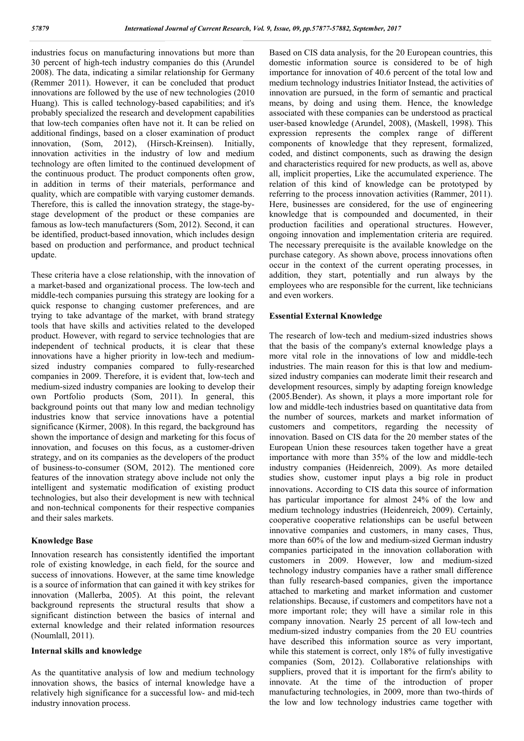industries focus on manufacturing innovations but more than 30 percent of high-tech industry companies do this (Arundel 2008). The data, indicating a similar relationship for Germany (Remmer 2011). However, it can be concluded that product innovations are followed by the use of new technologies (2010 Huang). This is called technology-based capabilities; and it's probably specialized the research and development capabilities that low-tech companies often have not it. It can be relied on additional findings, based on a closer examination of product innovation, (Som, 2012), (Hirsch-Kreinsen). Initially, innovation activities in the industry of low and medium technology are often limited to the continued development of the continuous product. The product components often grow, in addition in terms of their materials, performance and quality, which are compatible with varying customer demands. Therefore, this is called the innovation strategy, the stage-by-stage development of the product or these companies are famous as low-tech manufacturers (Som, 2012). Second, it can be identified, product-based innovation, which includes design based on production and performance, and product technical update.

These criteria have a close relationship, with the innovation of a market-based and organizational process. The low-tech and middle-tech companies pursuing this strategy are looking for a quick response to changing customer preferences, and are trying to take advantage of the market, with brand strategy tools that have skills and activities related to the developed product. However, with regard to service technologies that are independent of technical products, it is clear that these innovations have a higher priority in low-tech and medium-sized industry companies compared to fully-researched companies in 2009. Therefore, it is evident that, low-tech and medium-sized industry companies are looking to develop their own Portfolio products (Som, 2011). In general, this background points out that many low and median technoligy industries know that service innovations have a potential significance (Kirmer, 2008). In this regard, the background has shown the importance of design and marketing for this focus of innovation, and focuses on this focus, as a customer-driven strategy, and on its companies as the developers of the product of business-to-consumer (SOM, 2012). The mentioned core features of the innovation strategy above include not only the intelligent and systematic modification of existing product technologies, but also their development is new with technical and non-technical components for their respective companies and their sales markets.

## Knowledge Base

Innovation research has consistently identified the important role of existing knowledge, in each field, for the source and success of innovations. However, at the same time knowledge is a source of information that can gained it with key strikes for innovation (Mallerba, 2005). At this point, the relevant background represents the structural results that show a significant distinction between the basics of internal and external knowledge and their related information resources (Noumlall, 2011).

## Internal skills and knowledge

As the quantitative analysis of low and medium technology innovation shows, the basics of internal knowledge have a relatively high significance for a successful low- and mid-tech industry innovation process.

Based on CIS data analysis, for the 20 European countries, this domestic information source is considered to be of high importance for innovation of 40.6 percent of the total low and medium technology industries Initiator Instead, the activities of innovation are pursued, in the form of semantic and practical means, by doing and using them. Hence, the knowledge associated with these companies can be understood as practical user-based knowledge (Arundel, 2008), (Maskell, 1998). This expression represents the complex range of different components of knowledge that they represent, formalized, coded, and distinct components, such as drawing the design and characteristics required for new products, as well as, above all, implicit properties, Like the accumulated experience. The relation of this kind of knowledge can be prototyped by referring to the process innovation activities (Rammer, 2011). Here, businesses are considered, for the use of engineering knowledge that is compounded and documented, in their production facilities and operational structures. However, ongoing innovation and implementation criteria are required. The necessary prerequisite is the available knowledge on the purchase category. As shown above, process innovations often occur in the context of the current operating processes, in addition, they start, potentially and run always by the employees who are responsible for the current, like technicians and even workers.

## Essential External Knowledge

The research of low-tech and medium-sized industries shows that the basis of the company's external knowledge plays a more vital role in the innovations of low and middle-tech industries. The main reason for this is that low and medium-sized industry companies can moderate limit their research and development resources, simply by adapting foreign knowledge (2005.Bender). As shown, it plays a more important role for low and middle-tech industries based on quantitative data from the number of sources, markets and market information of customers and competitors, regarding the necessity of innovation. Based on CIS data for the 20 member states of the European Union these resources taken together have a great importance with more than 35% of the low and middle-tech industry companies (Heidenreich, 2009). As more detailed studies show, customer input plays a big role in product innovations. According to CIS data this source of information has particular importance for almost 24% of the low and medium technology industries (Heidenreich, 2009). Certainly, cooperative cooperative relationships can be useful between innovative companies and customers, in many cases, Thus, more than 60% of the low and medium-sized German industry companies participated in the innovation collaboration with customers in 2009. However, low and medium-sized technology industry companies have a rather small difference than fully research-based companies, given the importance attached to marketing and market information and customer relationships. Because, if customers and competitors have not a more important role; they will have a similar role in this company innovation. Nearly 25 percent of all low-tech and medium-sized industry companies from the 20 EU countries have described this information source as very important, while this statement is correct, only 18% of fully investigative companies (Som, 2012). Collaborative relationships with suppliers, proved that it is important for the firm's ability to innovate. At the time of the introduction of proper manufacturing technologies, in 2009, more than two-thirds of the low and low technology industries came together with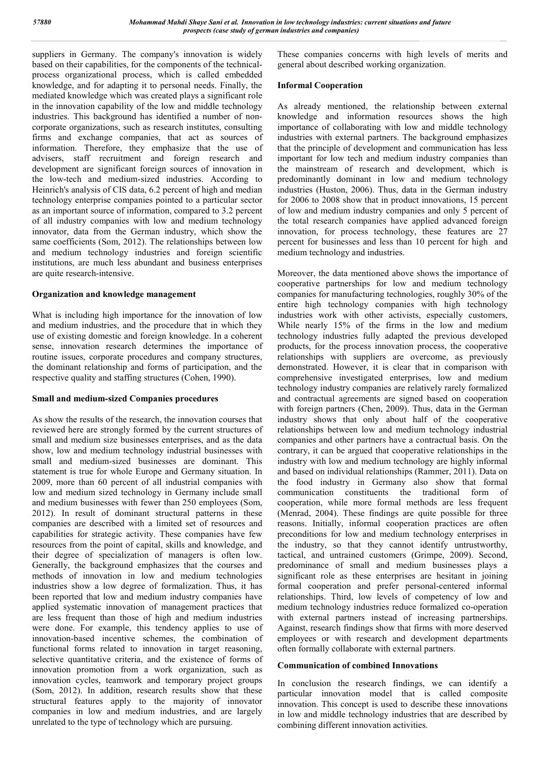suppliers in Germany. The company's innovation is widely based on their capabilities, for the components of the technical-process organizational process, which is called embedded knowledge, and for adapting it to personal needs. Finally, the mediated knowledge which was created plays a significant role in the innovation capability of the low and middle technology industries. This background has identified a number of non-corporate organizations, such as research institutes, consulting firms and exchange companies, that act as sources of information. Therefore, they emphasize that the use of advisers, staff recruitment and foreign research and development are significant foreign sources of innovation in the low-tech and medium-sized industries. According to Heinrich's analysis of CIS data, 6.2 percent of high and median technology enterprise companies pointed to a particular sector as an important source of information, compared to 3.2 percent of all industry companies with low and medium technology innovator, data from the German industry, which show the same coefficients (Som, 2012). The relationships between low and medium technology industries and foreign scientific institutions, are much less abundant and business enterprises are quite research-intensive.

## Organization and knowledge management

What is including high importance for the innovation of low and medium industries, and the procedure that in which they use of existing domestic and foreign knowledge. In a coherent sense, innovation research determines the importance of routine issues, corporate procedures and company structures, the dominant relationship and forms of participation, and the respective quality and staffing structures (Cohen, 1990).

## Small and medium-sized Companies procedures

As show the results of the research, the innovation courses that reviewed here are strongly formed by the current structures of small and medium size businesses enterprises, and as the data show, low and medium technology industrial businesses with small and medium-sized businesses are dominant. This statement is true for whole Europe and Germany situation. In 2009, more than 60 percent of all industrial companies with low and medium sized technology in Germany include small and medium businesses with fewer than 250 employees (Som, 2012). In result of dominant structural patterns in these companies are described with a limited set of resources and capabilities for strategic activity. These companies have few resources from the point of capital, skills and knowledge, and their degree of specialization of managers is often low. Generally, the background emphasizes that the courses and methods of innovation in low and medium technologies industries show a low degree of formalization. Thus, it has been reported that low and medium industry companies have applied systematic innovation of management practices that are less frequent than those of high and medium industries were done. For example, this tendency applies to use of innovation-based incentive schemes, the combination of functional forms related to innovation in target reasoning, selective quantitative criteria, and the existence of forms of innovation promotion from a work organization, such as innovation cycles, teamwork and temporary project groups (Som, 2012). In addition, research results show that these structural features apply to the majority of innovator companies in low and medium industries, and are largely unrelated to the type of technology which are pursuing.

These companies concerns with high levels of merits and general about described working organization.

## Informal Cooperation

As already mentioned, the relationship between external knowledge and information resources shows the high importance of collaborating with low and middle technology industries with external partners. The background emphasizes that the principle of development and communication has less important for low tech and medium industry companies than the mainstream of research and development, which is predominantly dominant in low and medium technology industries (Huston, 2006). Thus, data in the German industry for 2006 to 2008 show that in product innovations, 15 percent of low and medium industry companies and only 5 percent of the total research companies have applied advanced foreign innovation, for process technology, these features are 27 percent for businesses and less than 10 percent for high and medium technology and industries.

Moreover, the data mentioned above shows the importance of cooperative partnerships for low and medium technology companies for manufacturing technologies, roughly 30% of the entire high technology companies with high technology industries work with other activists, especially customers, While nearly 15% of the firms in the low and medium technology industries fully adapted the previous developed products, for the process innovation process, the cooperative relationships with suppliers are overcome, as previously demonstrated. However, it is clear that in comparison with comprehensive investigated enterprises, low and medium technology industry companies are relatively rarely formalized and contractual agreements are signed based on cooperation with foreign partners (Chen, 2009). Thus, data in the German industry shows that only about half of the cooperative relationships between low and medium technology industrial companies and other partners have a contractual basis. On the contrary, it can be argued that cooperative relationships in the industry with low and medium technology are highly informal and based on individual relationships (Rammer, 2011). Data on the food industry in Germany also show that formal communication constituents the traditional form of cooperation, while more formal methods are less frequent (Menrad, 2004). These findings are quite possible for three reasons. Initially, informal cooperation practices are often preconditions for low and medium technology enterprises in the industry, so that they cannot identify untrustworthy, tactical, and untrained customers (Grimpe, 2009). Second, predominance of small and medium businesses plays a significant role as these enterprises are hesitant in joining formal cooperation and prefer personal-centered informal relationships. Third, low levels of competency of low and medium technology industries reduce formalized co-operation with external partners instead of increasing partnerships. Against, research findings show that firms with more deserved employees or with research and development departments often formally collaborate with external partners.

## Communication of combined Innovations

In conclusion the research findings, we can identify a particular innovation model that is called composite innovation. This concept is used to describe these innovations in low and middle technology industries that are described by combining different innovation activities.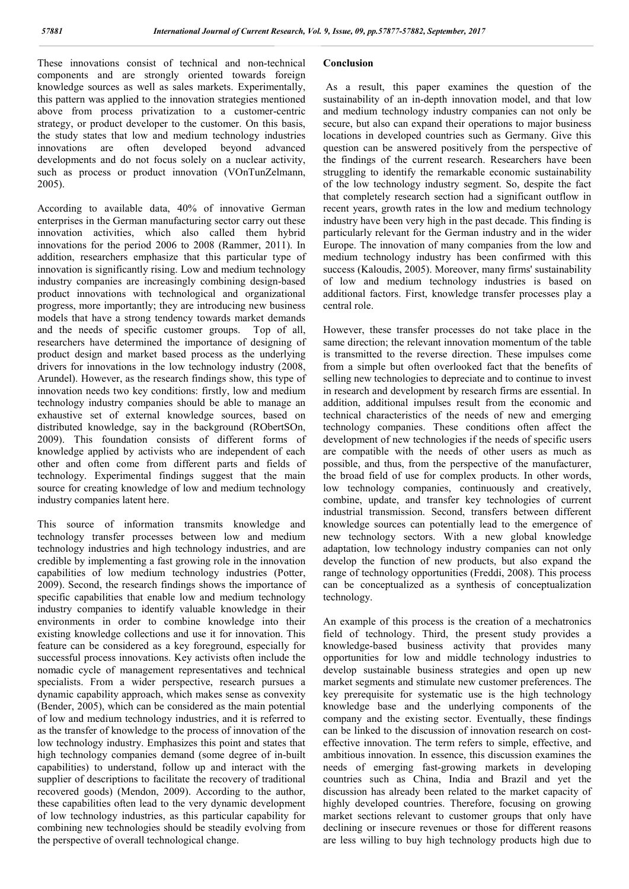These innovations consist of technical and non-technical components and are strongly oriented towards foreign knowledge sources as well as sales markets. Experimentally, this pattern was applied to the innovation strategies mentioned above from process privatization to a customer-centric strategy, or product developer to the customer. On this basis, the study states that low and medium technology industries innovations are often developed beyond advanced developments and do not focus solely on a nuclear activity, such as process or product innovation (VOnTunZelmann, 2005).

According to available data, 40% of innovative German enterprises in the German manufacturing sector carry out these innovation activities, which also called them hybrid innovations for the period 2006 to 2008 (Rammer, 2011). In addition, researchers emphasize that this particular type of innovation is significantly rising. Low and medium technology industry companies are increasingly combining design-based product innovations with technological and organizational progress, more importantly; they are introducing new business models that have a strong tendency towards market demands and the needs of specific customer groups. Top of all, researchers have determined the importance of designing of product design and market based process as the underlying drivers for innovations in the low technology industry (2008, Arundel). However, as the research findings show, this type of innovation needs two key conditions: firstly, low and medium technology industry companies should be able to manage an exhaustive set of external knowledge sources, based on distributed knowledge, say in the background (RObertSOn, 2009). This foundation consists of different forms of knowledge applied by activists who are independent of each other and often come from different parts and fields of technology. Experimental findings suggest that the main source for creating knowledge of low and medium technology industry companies latent here.

This source of information transmits knowledge and technology transfer processes between low and medium technology industries and high technology industries, and are credible by implementing a fast growing role in the innovation capabilities of low medium technology industries (Potter, 2009). Second, the research findings shows the importance of specific capabilities that enable low and medium technology industry companies to identify valuable knowledge in their environments in order to combine knowledge into their existing knowledge collections and use it for innovation. This feature can be considered as a key foreground, especially for successful process innovations. Key activists often include the nomadic cycle of management representatives and technical specialists. From a wider perspective, research pursues a dynamic capability approach, which makes sense as convexity (Bender, 2005), which can be considered as the main potential of low and medium technology industries, and it is referred to as the transfer of knowledge to the process of innovation of the low technology industry. Emphasizes this point and states that high technology companies demand (some degree of in-built capabilities) to understand, follow up and interact with the supplier of descriptions to facilitate the recovery of traditional recovered goods) (Mendon, 2009). According to the author, these capabilities often lead to the very dynamic development of low technology industries, as this particular capability for combining new technologies should be steadily evolving from the perspective of overall technological change.

## Conclusion

As a result, this paper examines the question of the sustainability of an in-depth innovation model, and that low and medium technology industry companies can not only be secure, but also can expand their operations to major business locations in developed countries such as Germany. Give this question can be answered positively from the perspective of the findings of the current research. Researchers have been struggling to identify the remarkable economic sustainability of the low technology industry segment. So, despite the fact that completely research section had a significant outflow in recent years, growth rates in the low and medium technology industry have been very high in the past decade. This finding is particularly relevant for the German industry and in the wider Europe. The innovation of many companies from the low and medium technology industry has been confirmed with this success (Kaloudis, 2005). Moreover, many firms' sustainability of low and medium technology industries is based on additional factors. First, knowledge transfer processes play a central role.

However, these transfer processes do not take place in the same direction; the relevant innovation momentum of the table is transmitted to the reverse direction. These impulses come from a simple but often overlooked fact that the benefits of selling new technologies to depreciate and to continue to invest in research and development by research firms are essential. In addition, additional impulses result from the economic and technical characteristics of the needs of new and emerging technology companies. These conditions often affect the development of new technologies if the needs of specific users are compatible with the needs of other users as much as possible, and thus, from the perspective of the manufacturer, the broad field of use for complex products. In other words, low technology companies, continuously and creatively, combine, update, and transfer key technologies of current industrial transmission. Second, transfers between different knowledge sources can potentially lead to the emergence of new technology sectors. With a new global knowledge adaptation, low technology industry companies can not only develop the function of new products, but also expand the range of technology opportunities (Freddi, 2008). This process can be conceptualized as a synthesis of conceptualization technology.

An example of this process is the creation of a mechatronics field of technology. Third, the present study provides a knowledge-based business activity that provides many opportunities for low and middle technology industries to develop sustainable business strategies and open up new market segments and stimulate new customer preferences. The key prerequisite for systematic use is the high technology knowledge base and the underlying components of the company and the existing sector. Eventually, these findings can be linked to the discussion of innovation research on cost-effective innovation. The term refers to simple, effective, and ambitious innovation. In essence, this discussion examines the needs of emerging fast-growing markets in developing countries such as China, India and Brazil and yet the discussion has already been related to the market capacity of highly developed countries. Therefore, focusing on growing market sections relevant to customer groups that only have declining or insecure revenues or those for different reasons are less willing to buy high technology products high due to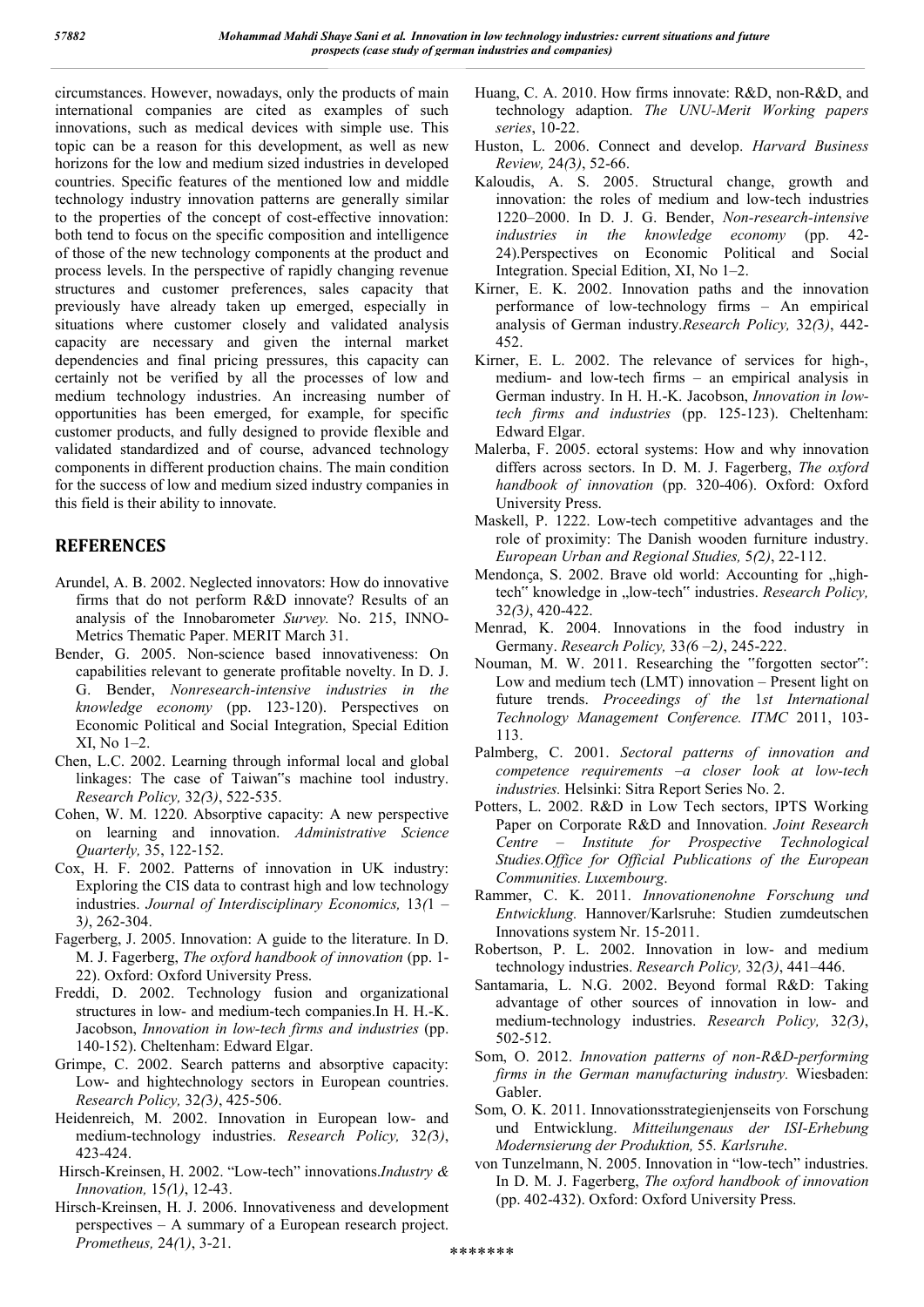circumstances. However, nowadays, only the products of main international companies are cited as examples of such innovations, such as medical devices with simple use. This topic can be a reason for this development, as well as new horizons for the low and medium sized industries in developed countries. Specific features of the mentioned low and middle technology industry innovation patterns are generally similar to the properties of the concept of cost-effective innovation: both tend to focus on the specific composition and intelligence of those of the new technology components at the product and process levels. In the perspective of rapidly changing revenue structures and customer preferences, sales capacity that previously have already taken up emerged, especially in situations where customer closely and validated analysis capacity are necessary and given the internal market dependencies and final pricing pressures, this capacity can certainly not be verified by all the processes of low and medium technology industries. An increasing number of opportunities has been emerged, for example, for specific customer products, and fully designed to provide flexible and validated standardized and of course, advanced technology components in different production chains. The main condition for the success of low and medium sized industry companies in this field is their ability to innovate.

## REFERENCES

Arundel, A. B. 2002. Neglected innovators: How do innovative firms that do not perform R&D innovate? Results of an analysis of the Innobarometer *Survey.* No. 215, INNO-Metrics Thematic Paper. MERIT March 31.

Bender, G. 2005. Non-science based innovativeness: On capabilities relevant to generate profitable novelty. In D. J. G. Bender, *Nonresearch-intensive industries in the knowledge economy* (pp. 123-120). Perspectives on Economic Political and Social Integration, Special Edition XI, No 1–2.

Chen, L.C. 2002. Learning through informal local and global linkages: The case of Taiwan"s machine tool industry. *Research Policy,* 32*(3)*, 522-535.

Cohen, W. M. 1220. Absorptive capacity: A new perspective on learning and innovation. *Administrative Science Quarterly,* 35, 122-152.

Cox, H. F. 2002. Patterns of innovation in UK industry: Exploring the CIS data to contrast high and low technology industries. *Journal of Interdisciplinary Economics,* 13*(*1 – 3*)*, 262-304.

Fagerberg, J. 2005. Innovation: A guide to the literature. In D. M. J. Fagerberg, *The oxford handbook of innovation* (pp. 1-22). Oxford: Oxford University Press.

Freddi, D. 2002. Technology fusion and organizational structures in low- and medium-tech companies.In H. H.-K. Jacobson, *Innovation in low-tech firms and industries* (pp. 140-152). Cheltenham: Edward Elgar.

Grimpe, C. 2002. Search patterns and absorptive capacity: Low- and hightechnology sectors in European countries. *Research Policy,* 32*(*3*)*, 425-506.

Heidenreich, M. 2002. Innovation in European low- and medium-technology industries. *Research Policy,* 32*(*3*)*, 423-424.

Hirsch-Kreinsen, H. 2002. "Low-tech" innovations.*Industry & Innovation,* 15*(*1*)*, 12-43.

Hirsch-Kreinsen, H. J. 2006. Innovativeness and development perspectives – A summary of a European research project. *Prometheus,* 24*(*1*)*, 3-21.

Huang, C. A. 2010. How firms innovate: R&D, non-R&D, and technology adaption. *The UNU-Merit Working papers series*, 10-22.

Huston, L. 2006. Connect and develop. *Harvard Business Review,* 24*(*3*)*, 52-66.

Kaloudis, A. S. 2005. Structural change, growth and innovation: the roles of medium and low-tech industries 1220–2000. In D. J. G. Bender, *Non-research-intensive industries in the knowledge economy* (pp. 42-24).Perspectives on Economic Political and Social Integration. Special Edition, XI, No 1–2.

Kirner, E. K. 2002. Innovation paths and the innovation performance of low-technology firms – An empirical analysis of German industry.*Research Policy,* 32*(*3*)*, 442-452.

Kirner, E. L. 2002. The relevance of services for high-, medium- and low-tech firms – an empirical analysis in German industry. In H. H.-K. Jacobson, *Innovation in low-tech firms and industries* (pp. 125-123). Cheltenham: Edward Elgar.

Malerba, F. 2005. ectoral systems: How and why innovation differs across sectors. In D. M. J. Fagerberg, *The oxford handbook of innovation* (pp. 320-406). Oxford: Oxford University Press.

Maskell, P. 1222. Low-tech competitive advantages and the role of proximity: The Danish wooden furniture industry. *European Urban and Regional Studies,* 5*(*2*)*, 22-112.

Mendonça, S. 2002. Brave old world: Accounting for „high-tech" knowledge in „low-tech" industries. *Research Policy,* 32*(*3*)*, 420-422.

Menrad, K. 2004. Innovations in the food industry in Germany. *Research Policy,* 33*(*6 –2*)*, 245-222.

Nouman, M. W. 2011. Researching the "forgotten sector": Low and medium tech (LMT) innovation – Present light on future trends. *Proceedings of the* 1*st International Technology Management Conference. ITMC* 2011, 103-113.

Palmberg, C. 2001. *Sectoral patterns of innovation and competence requirements –a closer look at low-tech industries.* Helsinki: Sitra Report Series No. 2.

Potters, L. 2002. R&D in Low Tech sectors, IPTS Working Paper on Corporate R&D and Innovation. *Joint Research Centre – Institute for Prospective Technological Studies.Office for Official Publications of the European Communities. Luxembourg*.

Rammer, C. K. 2011. *Innovationenohne Forschung und Entwicklung.* Hannover/Karlsruhe: Studien zumdeutschen Innovations system Nr. 15-2011.

Robertson, P. L. 2002. Innovation in low- and medium technology industries. *Research Policy,* 32*(*3*)*, 441–446.

Santamaria, L. N.G. 2002. Beyond formal R&D: Taking advantage of other sources of innovation in low- and medium-technology industries. *Research Policy,* 32*(*3*)*, 502-512.

Som, O. 2012. *Innovation patterns of non-R&D-performing firms in the German manufacturing industry.* Wiesbaden: Gabler.

Som, O. K. 2011. Innovationsstrategienjenseits von Forschung und Entwicklung. *Mitteilungenaus der ISI-Erhebung Modernsierung der Produktion,* 55*. Karlsruhe*.

von Tunzelmann, N. 2005. Innovation in "low-tech" industries. In D. M. J. Fagerberg, *The oxford handbook of innovation* (pp. 402-432). Oxford: Oxford University Press.

\*\*\*\*\*\*\*